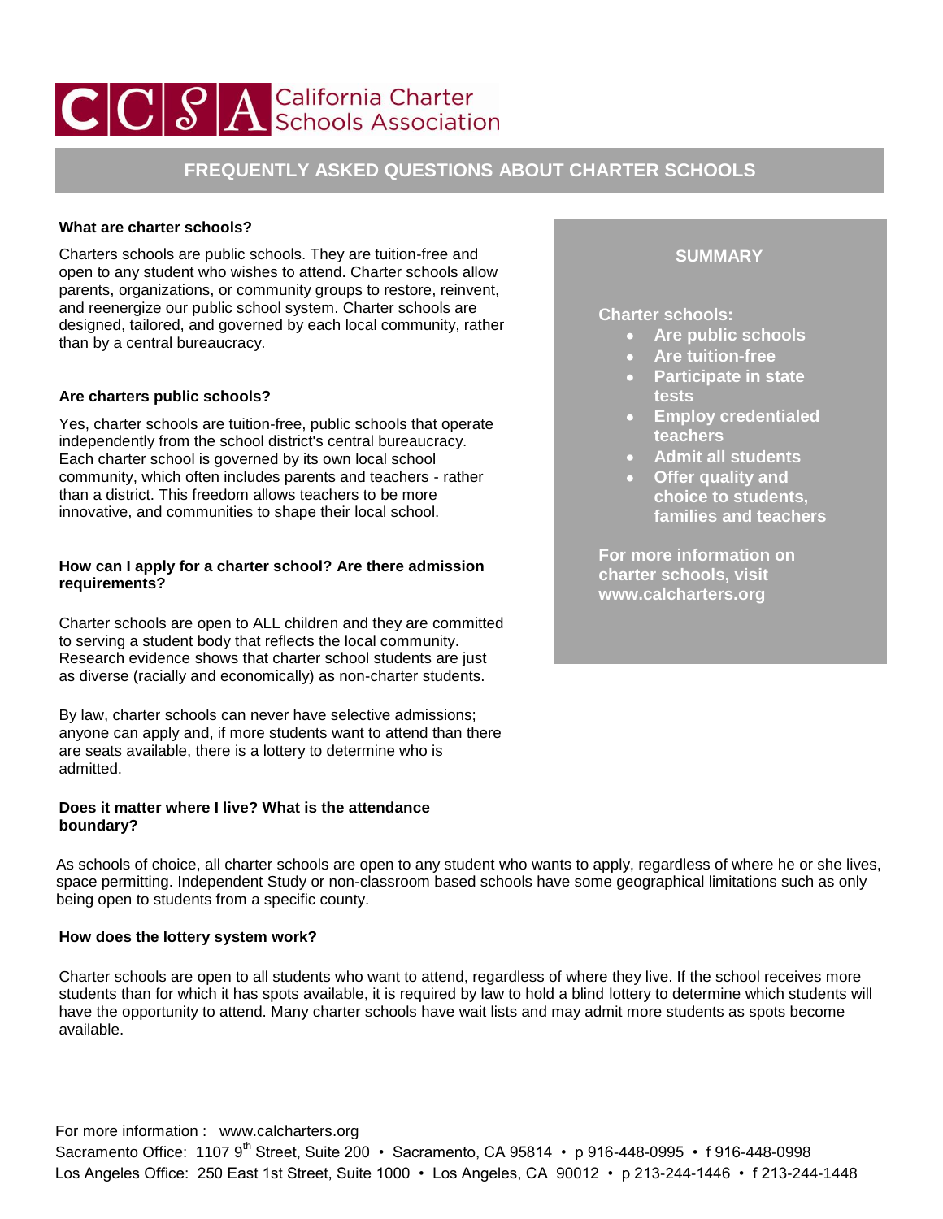CCSA California Charter Schools Association

# FREQUENTLY ASKED QUESTIONS ABOUT CHARTER SCHOOLS

**What are charter schools?**

Charters schools are public schools. They are tuition-free and open to any student who wishes to attend. Charter schools allow parents, organizations, or community groups to restore, reinvent, and reenergize our public school system. Charter schools are designed, tailored, and governed by each local community, rather than by a central bureaucracy.

**Are charters public schools?**

Yes, charter schools are tuition-free, public schools that operate independently from the school district's central bureaucracy. Each charter school is governed by its own local school community, which often includes parents and teachers - rather than a district. This freedom allows teachers to be more innovative, and communities to shape their local school.

**How can I apply for a charter school? Are there admission requirements?**

Charter schools are open to ALL children and they are committed to serving a student body that reflects the local community. Research evidence shows that charter school students are just as diverse (racially and economically) as non-charter students.

By law, charter schools can never have selective admissions; anyone can apply and, if more students want to attend than there are seats available, there is a lottery to determine who is admitted.

**Does it matter where I live? What is the attendance boundary?**

As schools of choice, all charter schools are open to any student who wants to apply, regardless of where he or she lives, space permitting. Independent Study or non-classroom based schools have some geographical limitations such as only being open to students from a specific county.

**How does the lottery system work?**

Charter schools are open to all students who want to attend, regardless of where they live. If the school receives more students than for which it has spots available, it is required by law to hold a blind lottery to determine which students will have the opportunity to attend. Many charter schools have wait lists and may admit more students as spots become available.

**SUMMARY**

**Charter schools:**

- **Are public schools**
- **Are tuition-free**
- **Participate in state tests**
- **Employ credentialed teachers**
- **Admit all students**
- **Offer quality and choice to students, families and teachers**

**For more information on charter schools, visit www.calcharters.org**

For more information : www.calcharters.org
Sacramento Office: 1107 9th Street, Suite 200 • Sacramento, CA 95814 • p 916-448-0995 • f 916-448-0998
Los Angeles Office: 250 East 1st Street, Suite 1000 • Los Angeles, CA 90012 • p 213-244-1446 • f 213-244-1448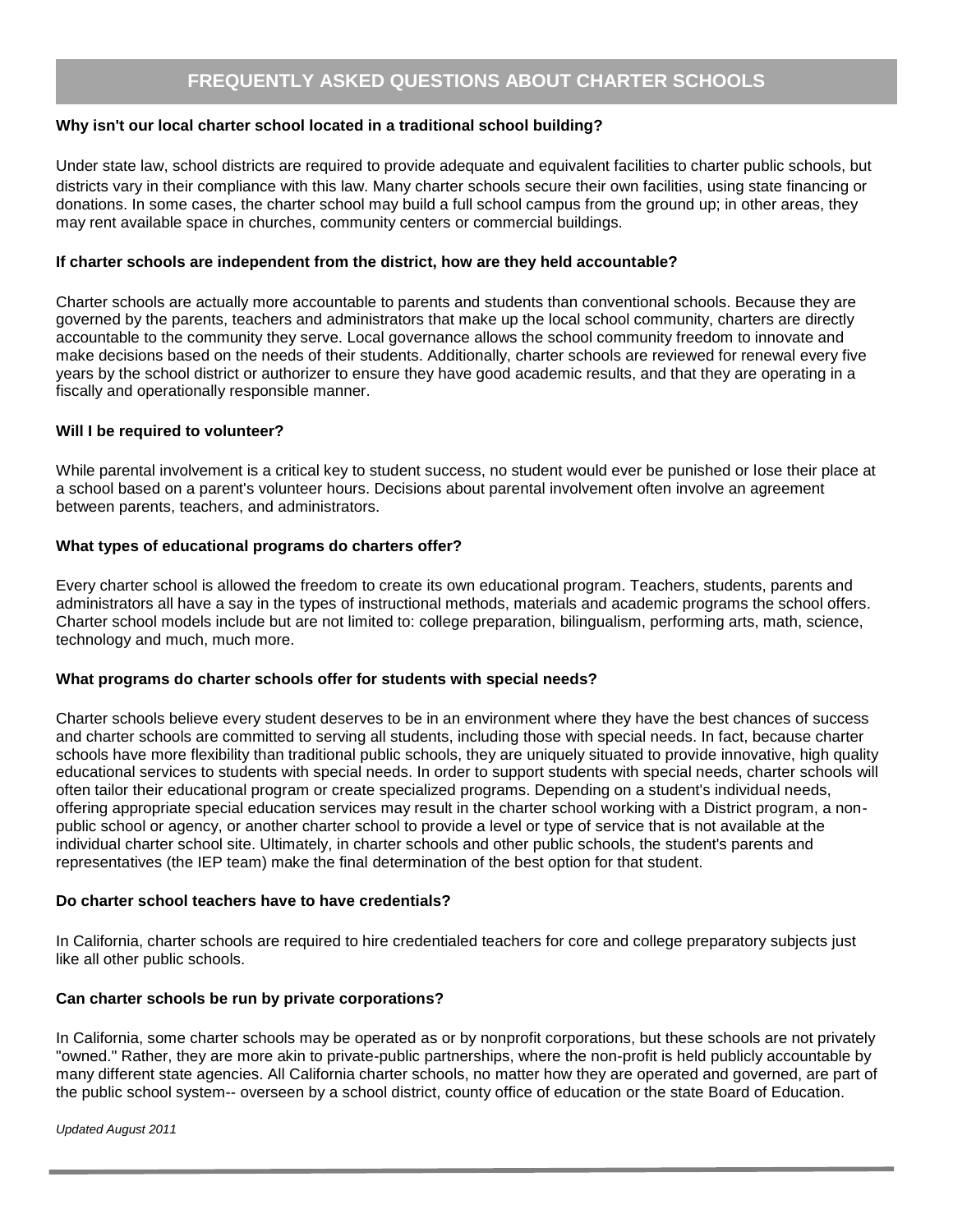# FREQUENTLY ASKED QUESTIONS ABOUT CHARTER SCHOOLS

**Why isn't our local charter school located in a traditional school building?**

Under state law, school districts are required to provide adequate and equivalent facilities to charter public schools, but districts vary in their compliance with this law. Many charter schools secure their own facilities, using state financing or donations. In some cases, the charter school may build a full school campus from the ground up; in other areas, they may rent available space in churches, community centers or commercial buildings.

**If charter schools are independent from the district, how are they held accountable?**

Charter schools are actually more accountable to parents and students than conventional schools. Because they are governed by the parents, teachers and administrators that make up the local school community, charters are directly accountable to the community they serve. Local governance allows the school community freedom to innovate and make decisions based on the needs of their students. Additionally, charter schools are reviewed for renewal every five years by the school district or authorizer to ensure they have good academic results, and that they are operating in a fiscally and operationally responsible manner.

**Will I be required to volunteer?**

While parental involvement is a critical key to student success, no student would ever be punished or lose their place at a school based on a parent's volunteer hours. Decisions about parental involvement often involve an agreement between parents, teachers, and administrators.

**What types of educational programs do charters offer?**

Every charter school is allowed the freedom to create its own educational program. Teachers, students, parents and administrators all have a say in the types of instructional methods, materials and academic programs the school offers. Charter school models include but are not limited to: college preparation, bilingualism, performing arts, math, science, technology and much, much more.

**What programs do charter schools offer for students with special needs?**

Charter schools believe every student deserves to be in an environment where they have the best chances of success and charter schools are committed to serving all students, including those with special needs. In fact, because charter schools have more flexibility than traditional public schools, they are uniquely situated to provide innovative, high quality educational services to students with special needs. In order to support students with special needs, charter schools will often tailor their educational program or create specialized programs. Depending on a student's individual needs, offering appropriate special education services may result in the charter school working with a District program, a non-public school or agency, or another charter school to provide a level or type of service that is not available at the individual charter school site. Ultimately, in charter schools and other public schools, the student's parents and representatives (the IEP team) make the final determination of the best option for that student.

**Do charter school teachers have to have credentials?**

In California, charter schools are required to hire credentialed teachers for core and college preparatory subjects just like all other public schools.

**Can charter schools be run by private corporations?**

In California, some charter schools may be operated as or by nonprofit corporations, but these schools are not privately "owned." Rather, they are more akin to private-public partnerships, where the non-profit is held publicly accountable by many different state agencies. All California charter schools, no matter how they are operated and governed, are part of the public school system-- overseen by a school district, county office of education or the state Board of Education.

*Updated August 2011*